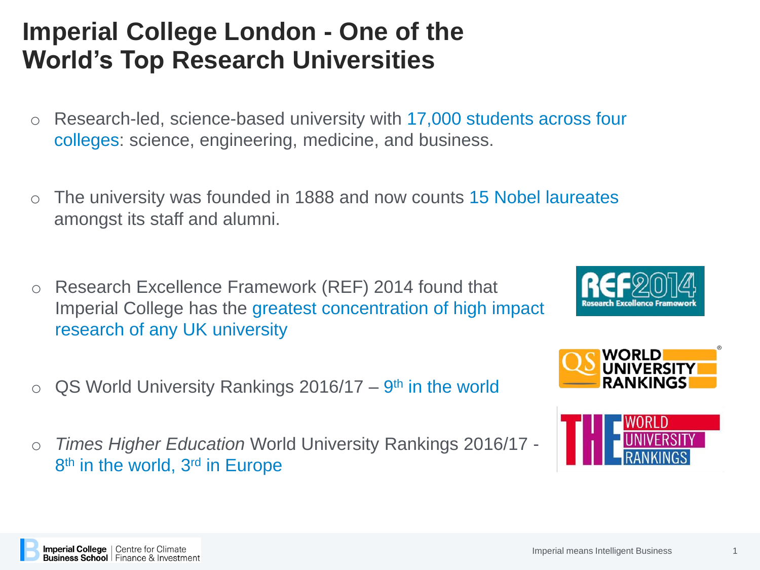# Imperial College London - One of the World's Top Research Universities

- Research-led, science-based university with 17,000 students across four colleges: science, engineering, medicine, and business.
- The university was founded in 1888 and now counts 15 Nobel laureates amongst its staff and alumni.
- Research Excellence Framework (REF) 2014 found that Imperial College has the greatest concentration of high impact research of any UK university
- QS World University Rankings 2016/17 – 9th in the world
- *Times Higher Education* World University Rankings 2016/17 - 8th in the world, 3rd in Europe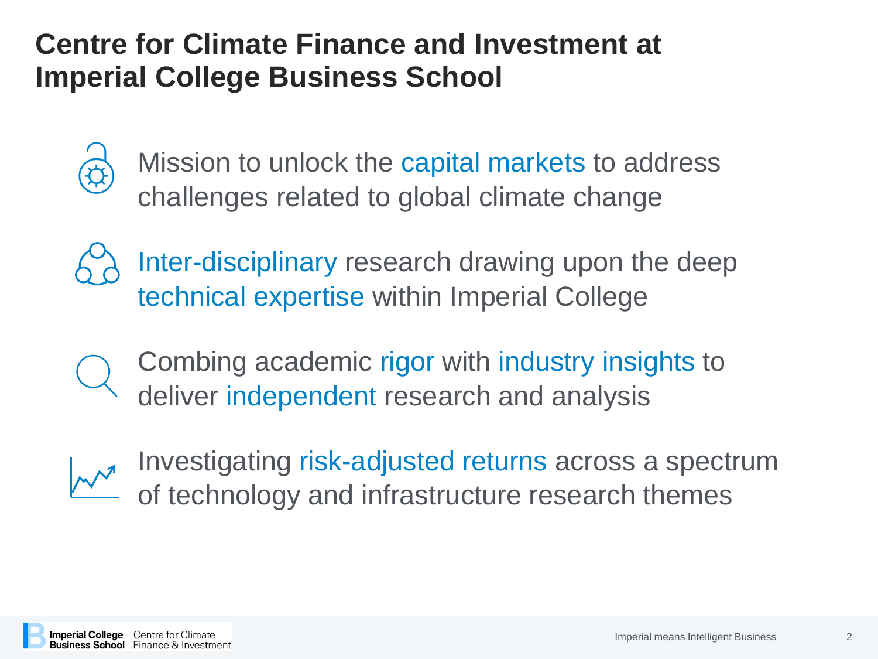# Centre for Climate Finance and Investment at Imperial College Business School

- Mission to unlock the capital markets to address challenges related to global climate change
- Inter-disciplinary research drawing upon the deep technical expertise within Imperial College
- Combing academic rigor with industry insights to deliver independent research and analysis
- Investigating risk-adjusted returns across a spectrum of technology and infrastructure research themes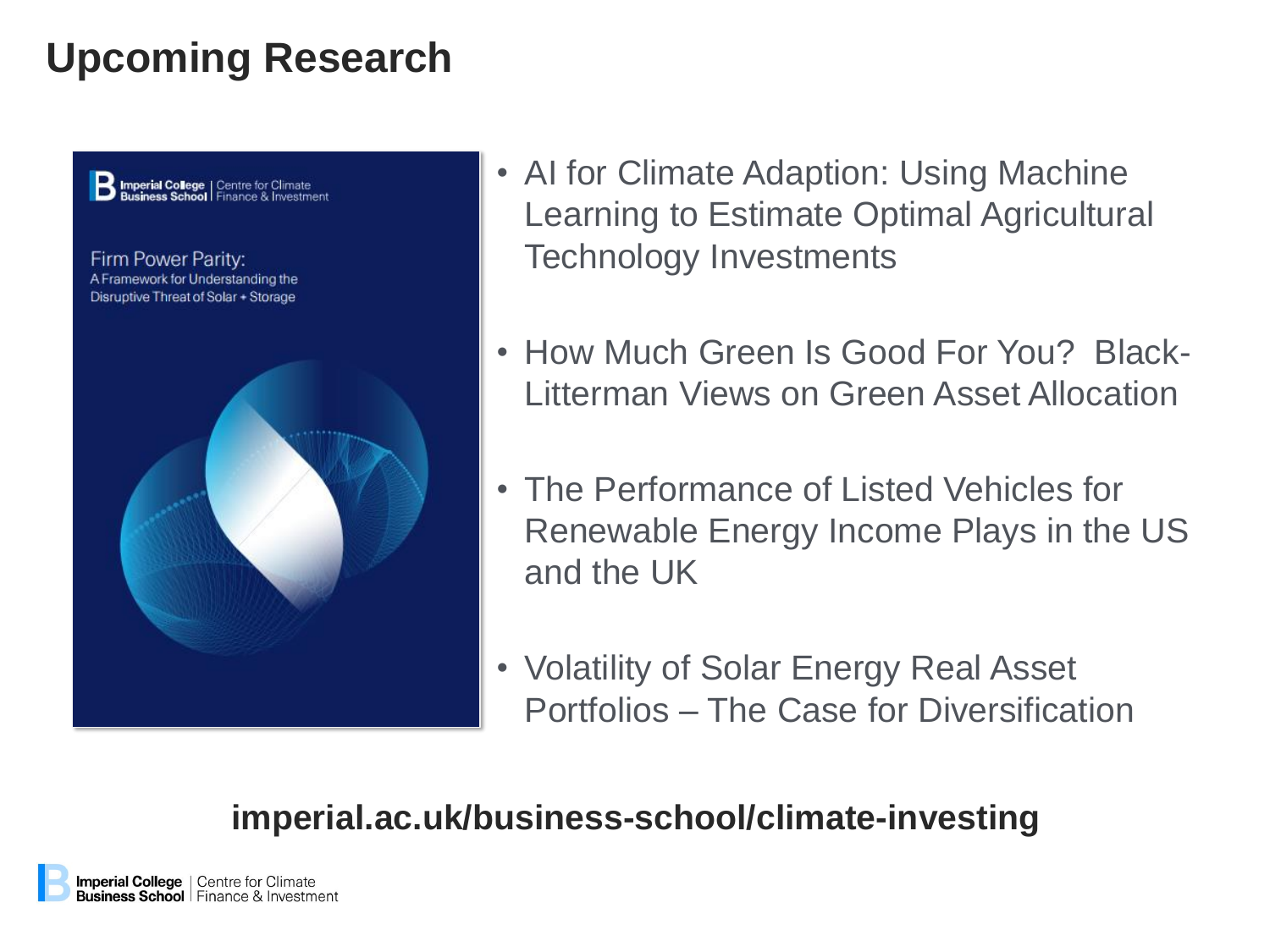# Upcoming Research

Firm Power Parity:
A Framework for Understanding the Disruptive Threat of Solar + Storage

- AI for Climate Adaption: Using Machine Learning to Estimate Optimal Agricultural Technology Investments
- How Much Green Is Good For You? Black-Litterman Views on Green Asset Allocation
- The Performance of Listed Vehicles for Renewable Energy Income Plays in the US and the UK
- Volatility of Solar Energy Real Asset Portfolios – The Case for Diversification

**imperial.ac.uk/business-school/climate-investing**